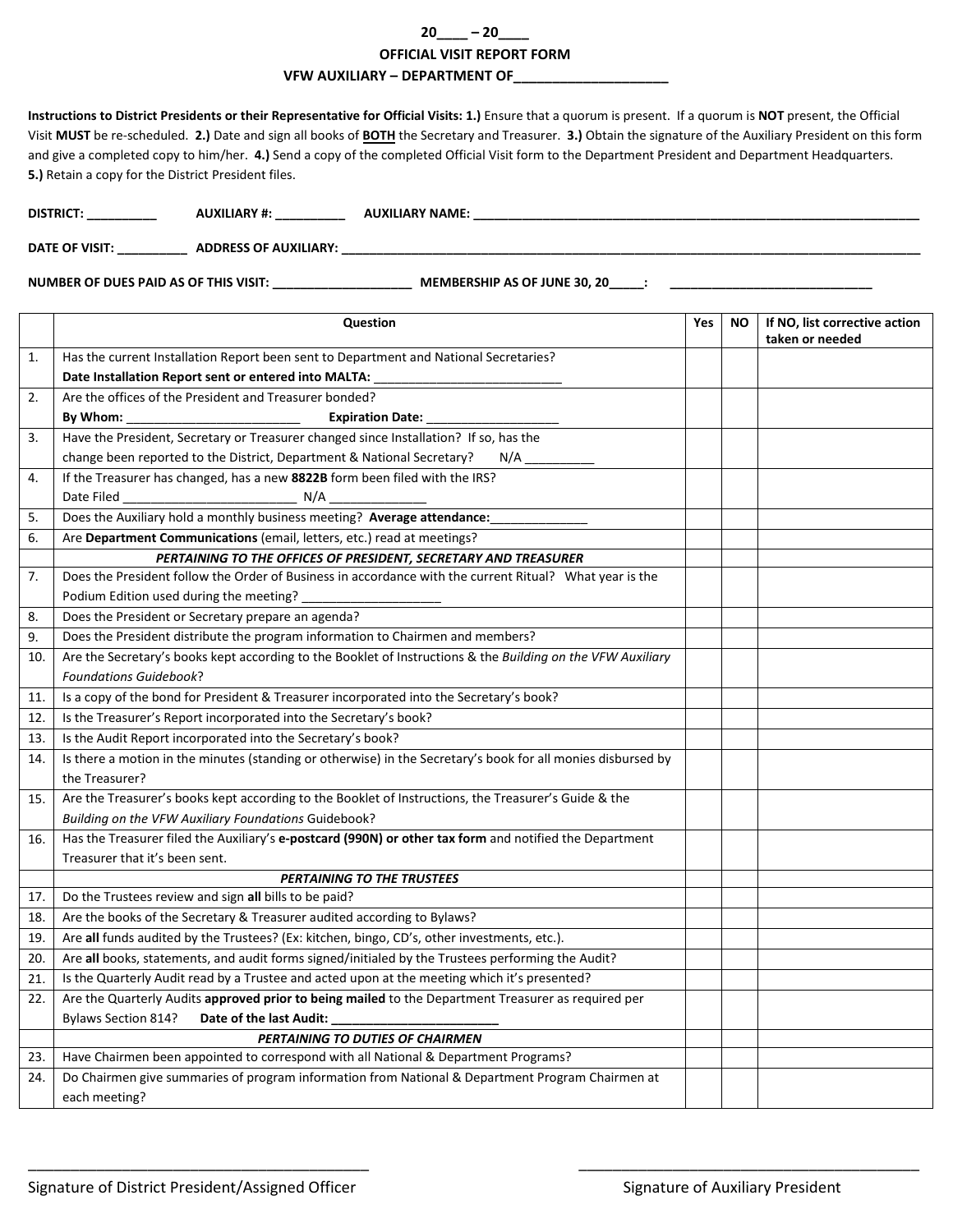# 20____ – 20____

## OFFICIAL VISIT REPORT FORM

## VFW AUXILIARY – DEPARTMENT OF____________________

**Instructions to District Presidents or their Representative for Official Visits: 1.)** Ensure that a quorum is present. If a quorum is **NOT** present, the Official Visit **MUST** be re-scheduled. **2.)** Date and sign all books of **BOTH** the Secretary and Treasurer. **3.)** Obtain the signature of the Auxiliary President on this form and give a completed copy to him/her. **4.)** Send a copy of the completed Official Visit form to the Department President and Department Headquarters. **5.)** Retain a copy for the District President files.

**DISTRICT:** __________ **AUXILIARY #:** __________ **AUXILIARY NAME:** ____________________________________________

**DATE OF VISIT:** __________ **ADDRESS OF AUXILIARY:** ____________________________________________

**NUMBER OF DUES PAID AS OF THIS VISIT:** ____________________ **MEMBERSHIP AS OF JUNE 30, 20_____:** ______________________________

| | Question | Yes | NO | If NO, list corrective action taken or needed |
|---|---|---|---|---|
| 1. | Has the current Installation Report been sent to Department and National Secretaries? **Date Installation Report sent or entered into MALTA:** ___________________________ | | | |
| 2. | Are the offices of the President and Treasurer bonded? **By Whom:** _________________________ **Expiration Date:** ___________________ | | | |
| 3. | Have the President, Secretary or Treasurer changed since Installation? If so, has the change been reported to the District, Department & National Secretary? N/A __________ | | | |
| 4. | If the Treasurer has changed, has a new **8822B** form been filed with the IRS? Date Filed _________________________ N/A ______________ | | | |
| 5. | Does the Auxiliary hold a monthly business meeting? **Average attendance:**______________ | | | |
| 6. | Are **Department Communications** (email, letters, etc.) read at meetings? | | | |
| | ***PERTAINING TO THE OFFICES OF PRESIDENT, SECRETARY AND TREASURER*** | | | |
| 7. | Does the President follow the Order of Business in accordance with the current Ritual? What year is the Podium Edition used during the meeting? ____________________ | | | |
| 8. | Does the President or Secretary prepare an agenda? | | | |
| 9. | Does the President distribute the program information to Chairmen and members? | | | |
| 10. | Are the Secretary's books kept according to the Booklet of Instructions & the *Building on the VFW Auxiliary Foundations Guidebook*? | | | |
| 11. | Is a copy of the bond for President & Treasurer incorporated into the Secretary's book? | | | |
| 12. | Is the Treasurer's Report incorporated into the Secretary's book? | | | |
| 13. | Is the Audit Report incorporated into the Secretary's book? | | | |
| 14. | Is there a motion in the minutes (standing or otherwise) in the Secretary's book for all monies disbursed by the Treasurer? | | | |
| 15. | Are the Treasurer's books kept according to the Booklet of Instructions, the Treasurer's Guide & the *Building on the VFW Auxiliary Foundations* Guidebook? | | | |
| 16. | Has the Treasurer filed the Auxiliary's **e-postcard (990N) or other tax form** and notified the Department Treasurer that it's been sent. | | | |
| | ***PERTAINING TO THE TRUSTEES*** | | | |
| 17. | Do the Trustees review and sign **all** bills to be paid? | | | |
| 18. | Are the books of the Secretary & Treasurer audited according to Bylaws? | | | |
| 19. | Are **all** funds audited by the Trustees? (Ex: kitchen, bingo, CD's, other investments, etc.). | | | |
| 20. | Are **all** books, statements, and audit forms signed/initialed by the Trustees performing the Audit? | | | |
| 21. | Is the Quarterly Audit read by a Trustee and acted upon at the meeting which it's presented? | | | |
| 22. | Are the Quarterly Audits **approved prior to being mailed** to the Department Treasurer as required per Bylaws Section 814? **Date of the last Audit:** ________________________ | | | |
| | ***PERTAINING TO DUTIES OF CHAIRMEN*** | | | |
| 23. | Have Chairmen been appointed to correspond with all National & Department Programs? | | | |
| 24. | Do Chairmen give summaries of program information from National & Department Program Chairmen at each meeting? | | | |

_____________________________________________ _____________________________________________

Signature of District President/Assigned Officer Signature of Auxiliary President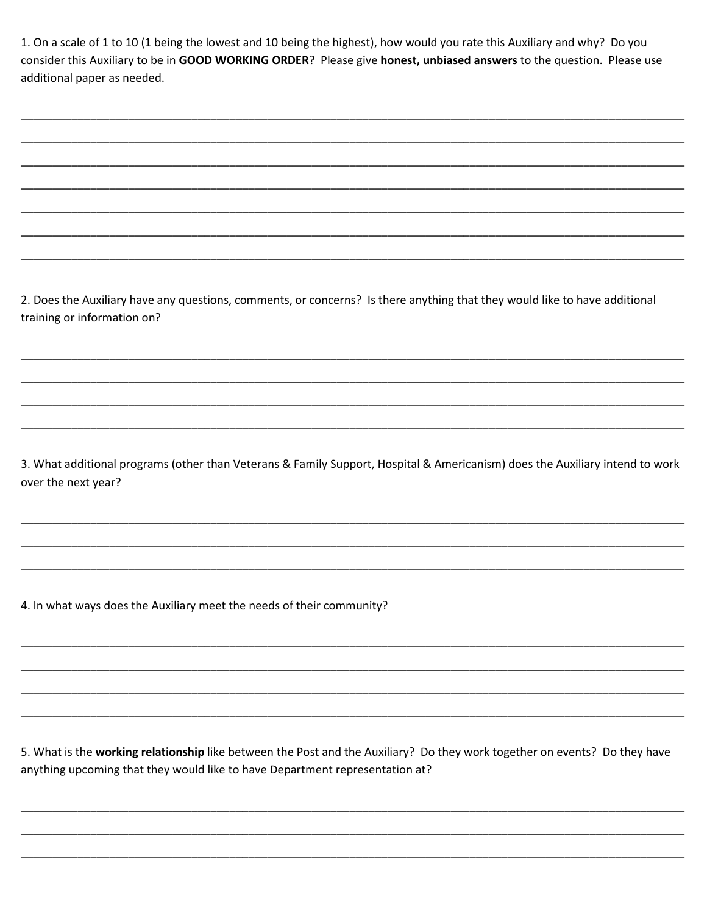1. On a scale of 1 to 10 (1 being the lowest and 10 being the highest), how would you rate this Auxiliary and why? Do you consider this Auxiliary to be in **GOOD WORKING ORDER**? Please give **honest, unbiased answers** to the question. Please use additional paper as needed.

_______________________________________________________________________________________________

_______________________________________________________________________________________________

_______________________________________________________________________________________________

_______________________________________________________________________________________________

_______________________________________________________________________________________________

_______________________________________________________________________________________________

_______________________________________________________________________________________________

2. Does the Auxiliary have any questions, comments, or concerns? Is there anything that they would like to have additional training or information on?

_______________________________________________________________________________________________

_______________________________________________________________________________________________

_______________________________________________________________________________________________

_______________________________________________________________________________________________

3. What additional programs (other than Veterans & Family Support, Hospital & Americanism) does the Auxiliary intend to work over the next year?

_______________________________________________________________________________________________

_______________________________________________________________________________________________

_______________________________________________________________________________________________

4. In what ways does the Auxiliary meet the needs of their community?

_______________________________________________________________________________________________

_______________________________________________________________________________________________

_______________________________________________________________________________________________

_______________________________________________________________________________________________

5. What is the **working relationship** like between the Post and the Auxiliary? Do they work together on events? Do they have anything upcoming that they would like to have Department representation at?

_______________________________________________________________________________________________

_______________________________________________________________________________________________

_______________________________________________________________________________________________